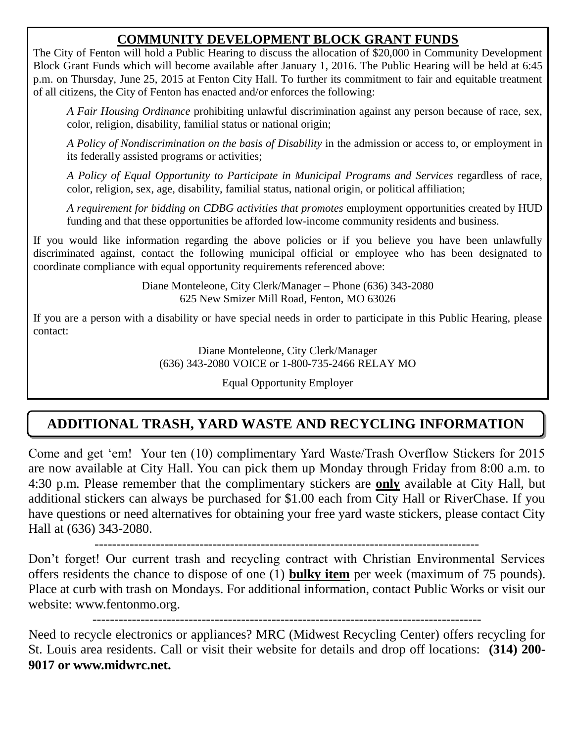## **COMMUNITY DEVELOPMENT BLOCK GRANT FUNDS**

The City of Fenton will hold a Public Hearing to discuss the allocation of $20,000 in Community Development Block Grant Funds which will become available after January 1, 2016. The Public Hearing will be held at 6:45 p.m. on Thursday, June 25, 2015 at Fenton City Hall. To further its commitment to fair and equitable treatment of all citizens, the City of Fenton has enacted and/or enforces the following:

*A Fair Housing Ordinance* prohibiting unlawful discrimination against any person because of race, sex, color, religion, disability, familial status or national origin;

*A Policy of Nondiscrimination on the basis of Disability* in the admission or access to, or employment in its federally assisted programs or activities;

*A Policy of Equal Opportunity to Participate in Municipal Programs and Services* regardless of race, color, religion, sex, age, disability, familial status, national origin, or political affiliation;

*A requirement for bidding on CDBG activities that promotes* employment opportunities created by HUD funding and that these opportunities be afforded low-income community residents and business.

If you would like information regarding the above policies or if you believe you have been unlawfully discriminated against, contact the following municipal official or employee who has been designated to coordinate compliance with equal opportunity requirements referenced above:

Diane Monteleone, City Clerk/Manager – Phone (636) 343-2080
625 New Smizer Mill Road, Fenton, MO 63026

If you are a person with a disability or have special needs in order to participate in this Public Hearing, please contact:

Diane Monteleone, City Clerk/Manager
(636) 343-2080 VOICE or 1-800-735-2466 RELAY MO

Equal Opportunity Employer

## **ADDITIONAL TRASH, YARD WASTE AND RECYCLING INFORMATION**

Come and get 'em! Your ten (10) complimentary Yard Waste/Trash Overflow Stickers for 2015 are now available at City Hall. You can pick them up Monday through Friday from 8:00 a.m. to 4:30 p.m. Please remember that the complimentary stickers are **only** available at City Hall, but additional stickers can always be purchased for $1.00 each from City Hall or RiverChase. If you have questions or need alternatives for obtaining your free yard waste stickers, please contact City Hall at (636) 343-2080.

---

Don't forget! Our current trash and recycling contract with Christian Environmental Services offers residents the chance to dispose of one (1) **bulky item** per week (maximum of 75 pounds). Place at curb with trash on Mondays. For additional information, contact Public Works or visit our website: www.fentonmo.org.

---

Need to recycle electronics or appliances? MRC (Midwest Recycling Center) offers recycling for St. Louis area residents. Call or visit their website for details and drop off locations: **(314) 200-9017 or www.midwrc.net.**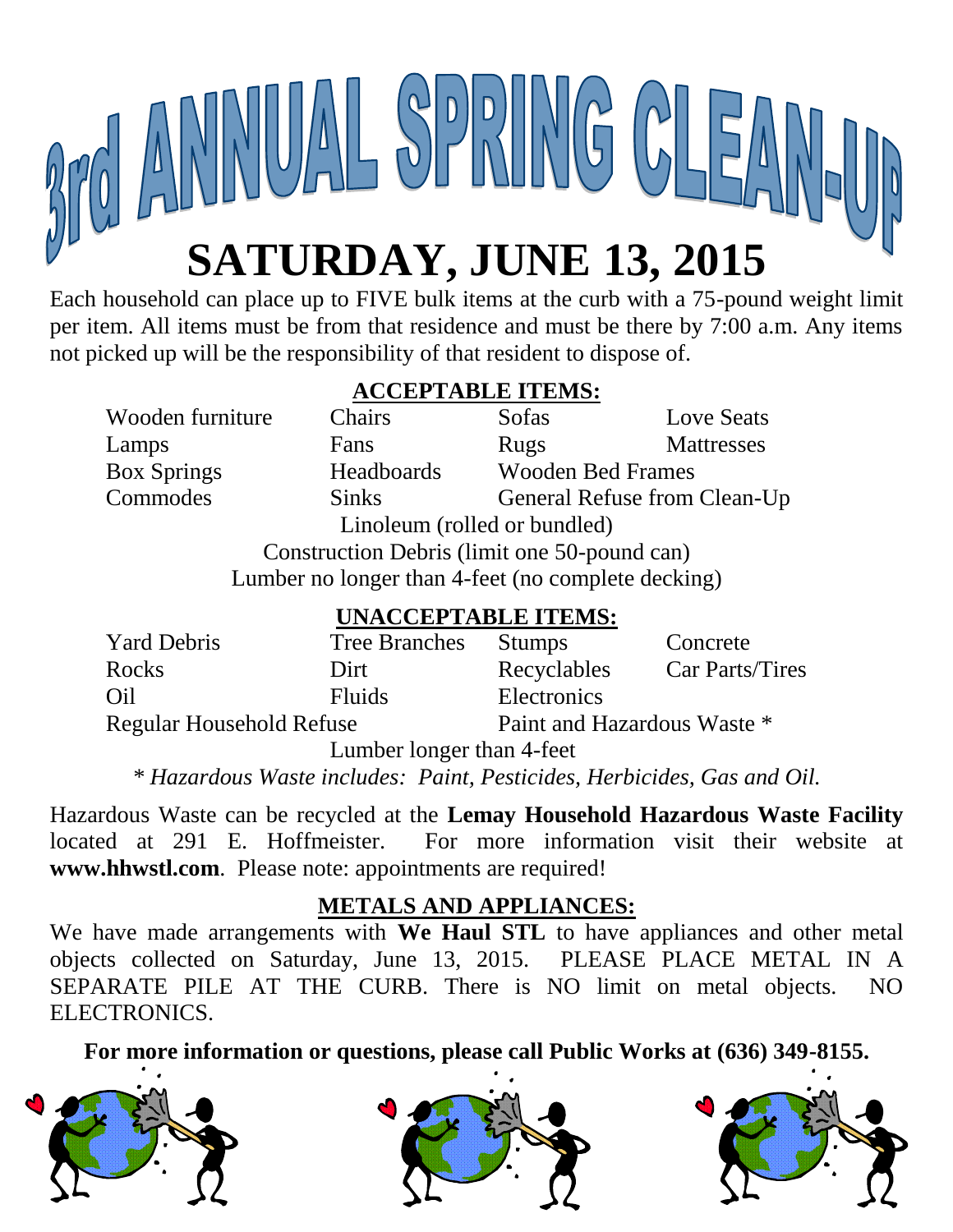# 3rd ANNUAL SPRING CLEAN-UP

# SATURDAY, JUNE 13, 2015

Each household can place up to FIVE bulk items at the curb with a 75-pound weight limit per item. All items must be from that residence and must be there by 7:00 a.m. Any items not picked up will be the responsibility of that resident to dispose of.

## ACCEPTABLE ITEMS:

| | | | |
|---|---|---|---|
| Wooden furniture | Chairs | Sofas | Love Seats |
| Lamps | Fans | Rugs | Mattresses |
| Box Springs | Headboards | Wooden Bed Frames | |
| Commodes | Sinks | General Refuse from Clean-Up | |

Linoleum (rolled or bundled)

Construction Debris (limit one 50-pound can)

Lumber no longer than 4-feet (no complete decking)

## UNACCEPTABLE ITEMS:

| | | | |
|---|---|---|---|
| Yard Debris | Tree Branches | Stumps | Concrete |
| Rocks | Dirt | Recyclables | Car Parts/Tires |
| Oil | Fluids | Electronics | |
| Regular Household Refuse | | Paint and Hazardous Waste * | |

Lumber longer than 4-feet

*\* Hazardous Waste includes: Paint, Pesticides, Herbicides, Gas and Oil.*

Hazardous Waste can be recycled at the **Lemay Household Hazardous Waste Facility** located at 291 E. Hoffmeister. For more information visit their website at **www.hhwstl.com**. Please note: appointments are required!

## METALS AND APPLIANCES:

We have made arrangements with **We Haul STL** to have appliances and other metal objects collected on Saturday, June 13, 2015. PLEASE PLACE METAL IN A SEPARATE PILE AT THE CURB. There is NO limit on metal objects. NO ELECTRONICS.

**For more information or questions, please call Public Works at (636) 349-8155.**